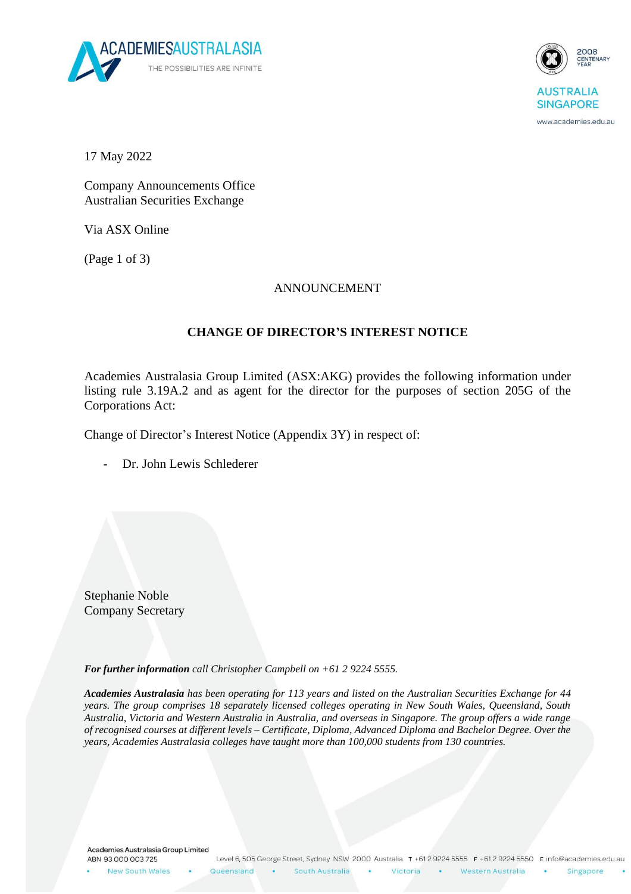17 May 2022

Company Announcements Office
Australian Securities Exchange

Via ASX Online

(Page 1 of 3)

ANNOUNCEMENT

## CHANGE OF DIRECTOR'S INTEREST NOTICE

Academies Australasia Group Limited (ASX:AKG) provides the following information under listing rule 3.19A.2 and as agent for the director for the purposes of section 205G of the Corporations Act:

Change of Director's Interest Notice (Appendix 3Y) in respect of:

- Dr. John Lewis Schlederer

Stephanie Noble
Company Secretary

***For further information*** *call Christopher Campbell on +61 2 9224 5555.*

***Academies Australasia*** *has been operating for 113 years and listed on the Australian Securities Exchange for 44 years. The group comprises 18 separately licensed colleges operating in New South Wales, Queensland, South Australia, Victoria and Western Australia in Australia, and overseas in Singapore. The group offers a wide range of recognised courses at different levels – Certificate, Diploma, Advanced Diploma and Bachelor Degree. Over the years, Academies Australasia colleges have taught more than 100,000 students from 130 countries.*

Academies Australasia Group Limited
ABN 93 000 003 725
Level 6, 505 George Street, Sydney NSW 2000 Australia T +61 2 9224 5555 F +61 2 9224 5550 E info@academies.edu.au
New South Wales • Queensland • South Australia • Victoria • Western Australia • Singapore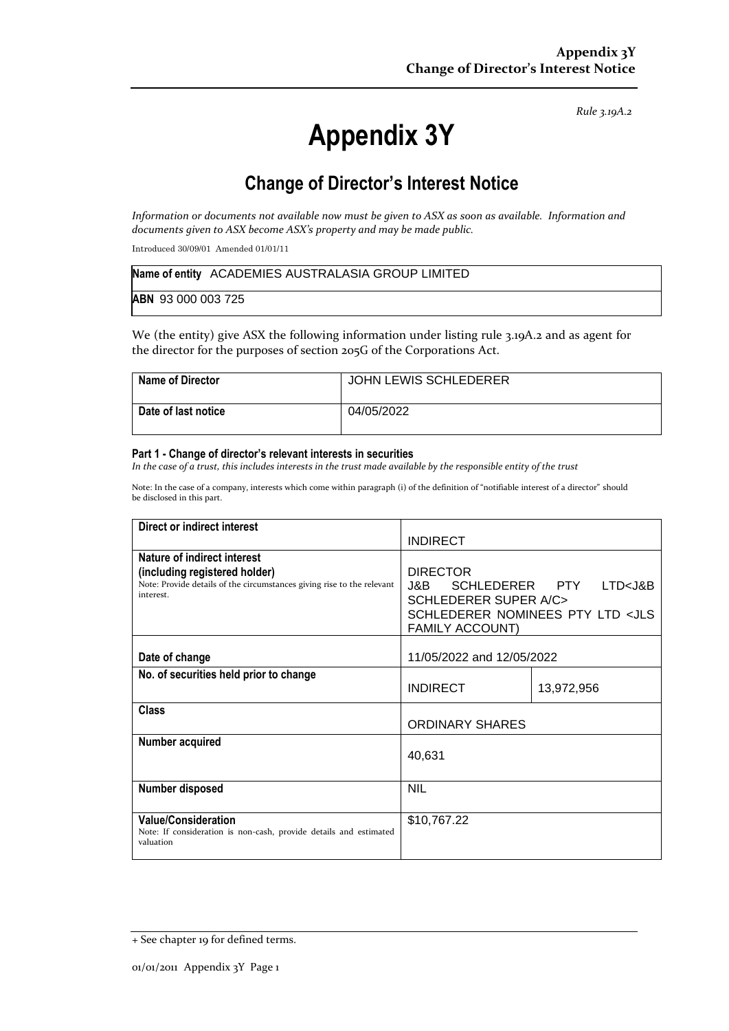*Rule 3.19A.2*

# Appendix 3Y

## Change of Director's Interest Notice

*Information or documents not available now must be given to ASX as soon as available. Information and documents given to ASX become ASX's property and may be made public.*

Introduced 30/09/01 Amended 01/01/11

| | |
|---|---|
| **Name of entity** ACADEMIES AUSTRALASIA GROUP LIMITED | |
| **ABN** 93 000 003 725 | |

We (the entity) give ASX the following information under listing rule 3.19A.2 and as agent for the director for the purposes of section 205G of the Corporations Act.

| | |
|---|---|
| **Name of Director** | JOHN LEWIS SCHLEDERER |
| **Date of last notice** | 04/05/2022 |

#### Part 1 - Change of director's relevant interests in securities

*In the case of a trust, this includes interests in the trust made available by the responsible entity of the trust*

Note: In the case of a company, interests which come within paragraph (i) of the definition of "notifiable interest of a director" should be disclosed in this part.

| | | |
|---|---|---|
| **Direct or indirect interest** | INDIRECT | |
| **Nature of indirect interest (including registered holder)** Note: Provide details of the circumstances giving rise to the relevant interest. | DIRECTOR J&B SCHLEDERER PTY LTD<J&B SCHLEDERER SUPER A/C> SCHLEDERER NOMINEES PTY LTD <JLS FAMILY ACCOUNT) | |
| **Date of change** | 11/05/2022 and 12/05/2022 | |
| **No. of securities held prior to change** | INDIRECT | 13,972,956 |
| **Class** | ORDINARY SHARES | |
| **Number acquired** | 40,631 | |
| **Number disposed** | NIL | |
| **Value/Consideration** Note: If consideration is non-cash, provide details and estimated valuation | $10,767.22 | |

+ See chapter 19 for defined terms.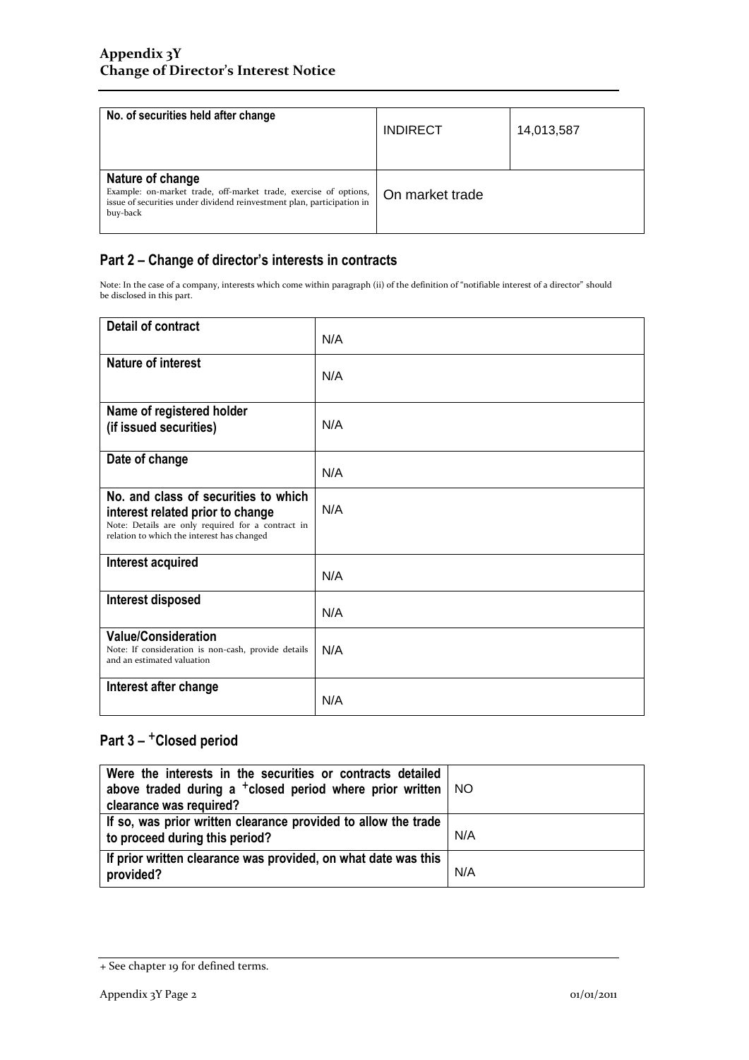| | | |
|---|---|---|
| **No. of securities held after change** | INDIRECT | 14,013,587 |
| **Nature of change**<br>Example: on-market trade, off-market trade, exercise of options, issue of securities under dividend reinvestment plan, participation in buy-back | On market trade | |

## Part 2 – Change of director's interests in contracts

Note: In the case of a company, interests which come within paragraph (ii) of the definition of "notifiable interest of a director" should be disclosed in this part.

| | |
|---|---|
| **Detail of contract** | N/A |
| **Nature of interest** | N/A |
| **Name of registered holder (if issued securities)** | N/A |
| **Date of change** | N/A |
| **No. and class of securities to which interest related prior to change**<br>Note: Details are only required for a contract in relation to which the interest has changed | N/A |
| **Interest acquired** | N/A |
| **Interest disposed** | N/A |
| **Value/Consideration**<br>Note: If consideration is non-cash, provide details and an estimated valuation | N/A |
| **Interest after change** | N/A |

## Part 3 – +Closed period

| | |
|---|---|
| **Were the interests in the securities or contracts detailed above traded during a +closed period where prior written clearance was required?** | NO |
| **If so, was prior written clearance provided to allow the trade to proceed during this period?** | N/A |
| **If prior written clearance was provided, on what date was this provided?** | N/A |

+ See chapter 19 for defined terms.